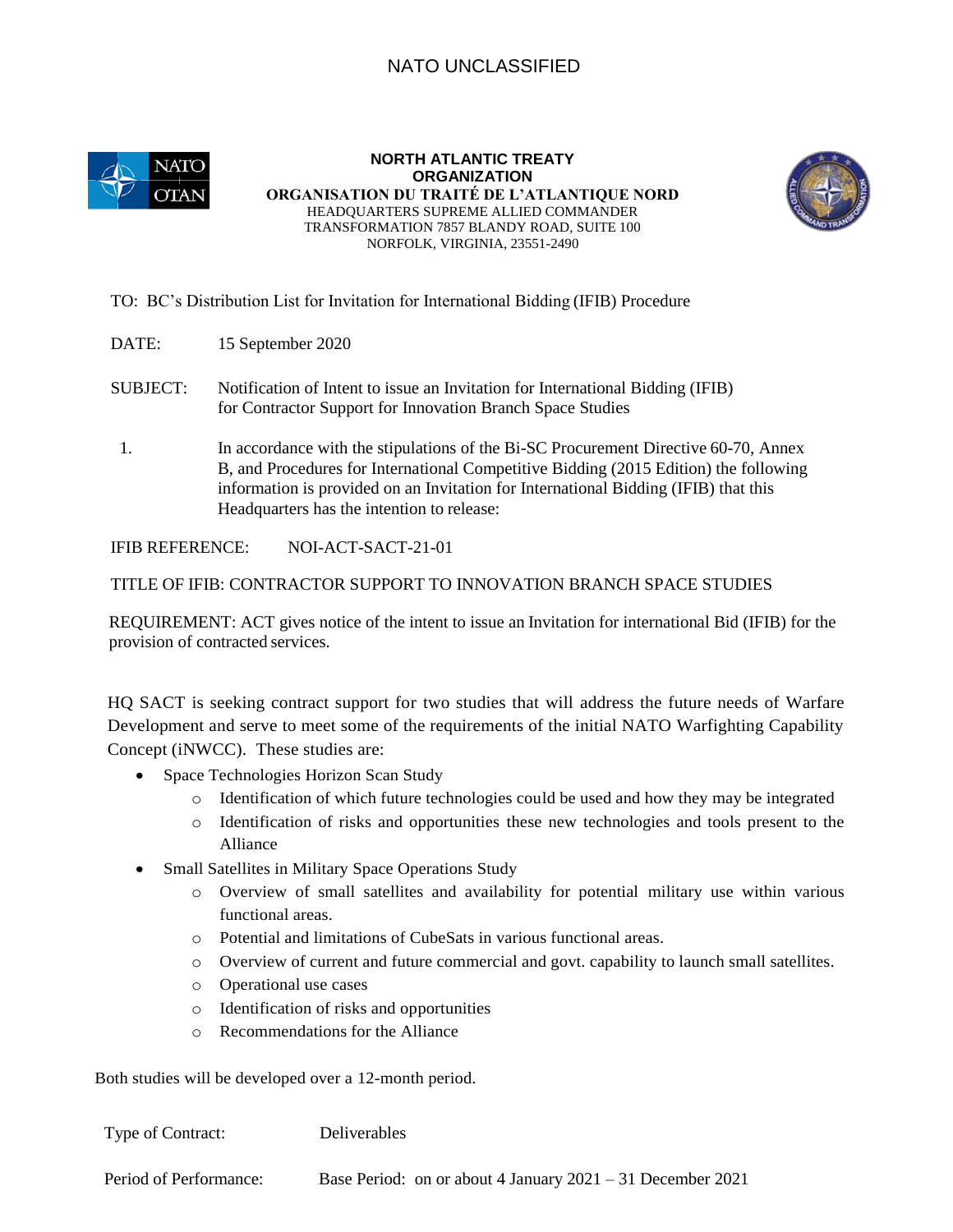NATO UNCLASSIFIED

**NORTH ATLANTIC TREATY ORGANIZATION**
**ORGANISATION DU TRAITÉ DE L'ATLANTIQUE NORD**
HEADQUARTERS SUPREME ALLIED COMMANDER TRANSFORMATION 7857 BLANDY ROAD, SUITE 100
NORFOLK, VIRGINIA, 23551-2490

TO: BC's Distribution List for Invitation for International Bidding (IFIB) Procedure

DATE: 15 September 2020

SUBJECT: Notification of Intent to issue an Invitation for International Bidding (IFIB) for Contractor Support for Innovation Branch Space Studies

1. In accordance with the stipulations of the Bi-SC Procurement Directive 60-70, Annex B, and Procedures for International Competitive Bidding (2015 Edition) the following information is provided on an Invitation for International Bidding (IFIB) that this Headquarters has the intention to release:

IFIB REFERENCE: NOI-ACT-SACT-21-01

TITLE OF IFIB: CONTRACTOR SUPPORT TO INNOVATION BRANCH SPACE STUDIES

REQUIREMENT: ACT gives notice of the intent to issue an Invitation for international Bid (IFIB) for the provision of contracted services.

HQ SACT is seeking contract support for two studies that will address the future needs of Warfare Development and serve to meet some of the requirements of the initial NATO Warfighting Capability Concept (iNWCC). These studies are:

- Space Technologies Horizon Scan Study
  - Identification of which future technologies could be used and how they may be integrated
  - Identification of risks and opportunities these new technologies and tools present to the Alliance
- Small Satellites in Military Space Operations Study
  - Overview of small satellites and availability for potential military use within various functional areas.
  - Potential and limitations of CubeSats in various functional areas.
  - Overview of current and future commercial and govt. capability to launch small satellites.
  - Operational use cases
  - Identification of risks and opportunities
  - Recommendations for the Alliance

Both studies will be developed over a 12-month period.

Type of Contract: Deliverables

Period of Performance: Base Period: on or about 4 January 2021 – 31 December 2021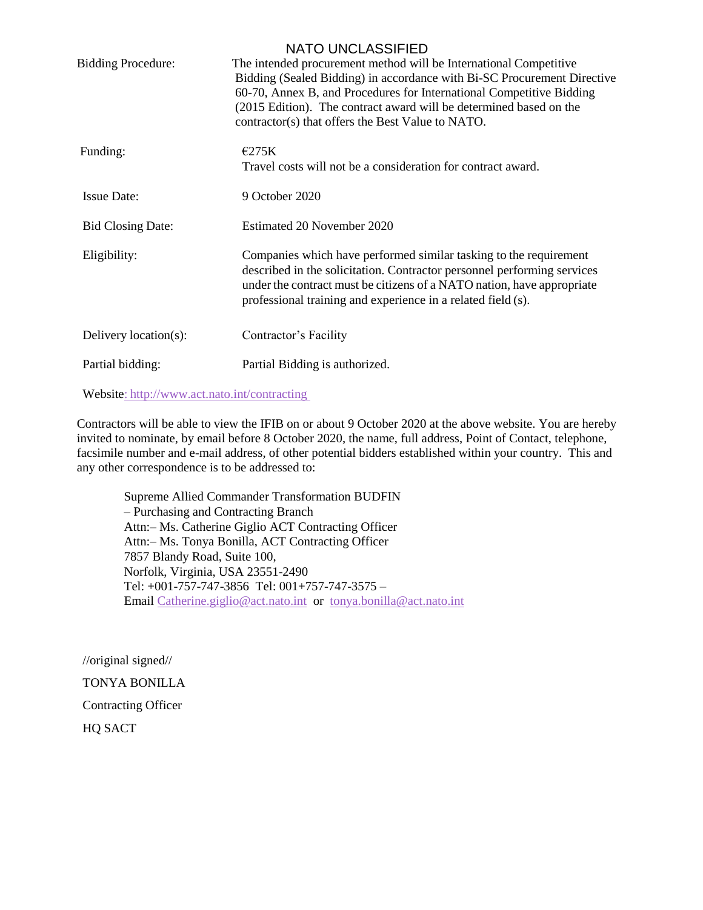| | |
|---|---|
| Bidding Procedure: | The intended procurement method will be International Competitive Bidding (Sealed Bidding) in accordance with Bi-SC Procurement Directive 60-70, Annex B, and Procedures for International Competitive Bidding (2015 Edition). The contract award will be determined based on the contractor(s) that offers the Best Value to NATO. |
| Funding: | €275K<br>Travel costs will not be a consideration for contract award. |
| Issue Date: | 9 October 2020 |
| Bid Closing Date: | Estimated 20 November 2020 |
| Eligibility: | Companies which have performed similar tasking to the requirement described in the solicitation. Contractor personnel performing services under the contract must be citizens of a NATO nation, have appropriate professional training and experience in a related field (s). |
| Delivery location(s): | Contractor's Facility |
| Partial bidding: | Partial Bidding is authorized. |

Website: http://www.act.nato.int/contracting

Contractors will be able to view the IFIB on or about 9 October 2020 at the above website. You are hereby invited to nominate, by email before 8 October 2020, the name, full address, Point of Contact, telephone, facsimile number and e-mail address, of other potential bidders established within your country. This and any other correspondence is to be addressed to:

Supreme Allied Commander Transformation BUDFIN  
– Purchasing and Contracting Branch  
Attn:– Ms. Catherine Giglio ACT Contracting Officer  
Attn:– Ms. Tonya Bonilla, ACT Contracting Officer  
7857 Blandy Road, Suite 100,  
Norfolk, Virginia, USA 23551-2490  
Tel: +001-757-747-3856 Tel: 001+757-747-3575 –  
Email Catherine.giglio@act.nato.int or tonya.bonilla@act.nato.int

//original signed//

TONYA BONILLA

Contracting Officer

HQ SACT